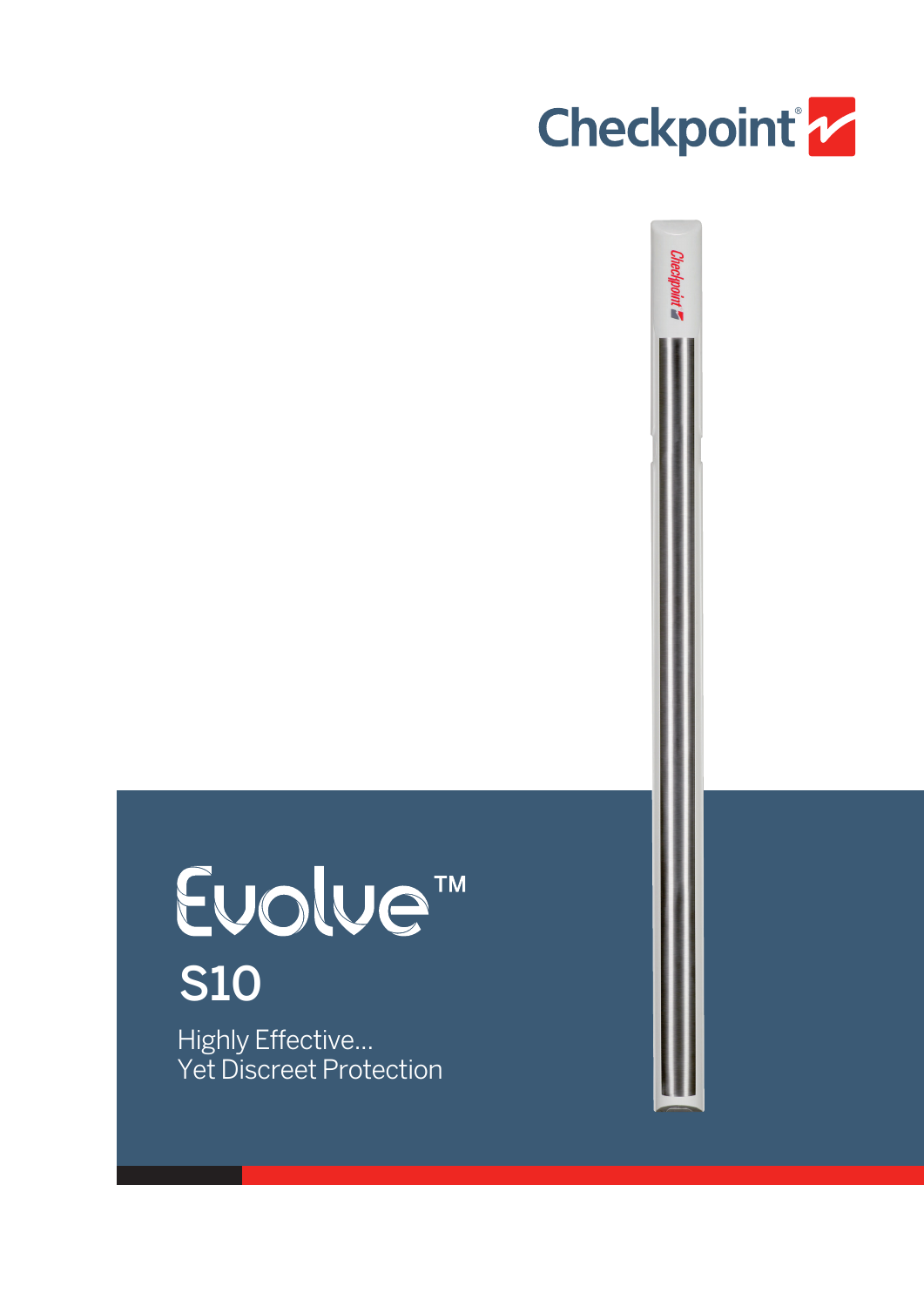Checkpoint®

# Evolve™

## S10

Highly Effective...
Yet Discreet Protection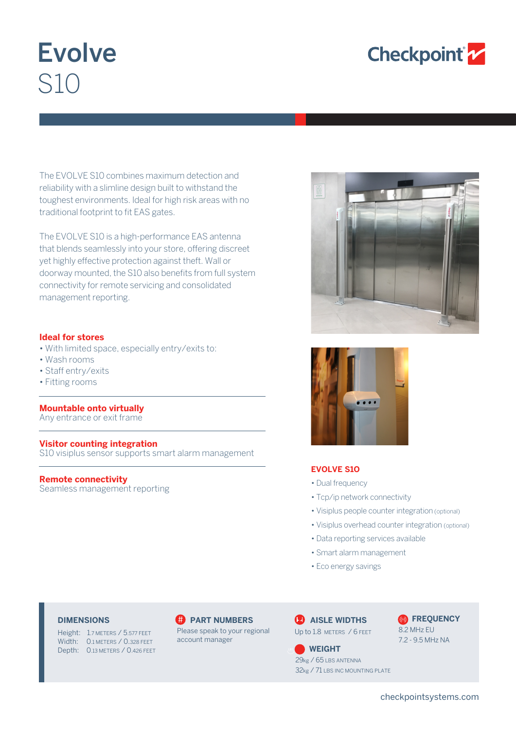# Evolve
S10

The EVOLVE S10 combines maximum detection and reliability with a slimline design built to withstand the toughest environments. Ideal for high risk areas with no traditional footprint to fit EAS gates.

The EVOLVE S10 is a high-performance EAS antenna that blends seamlessly into your store, offering discreet yet highly effective protection against theft. Wall or doorway mounted, the S10 also benefits from full system connectivity for remote servicing and consolidated management reporting.

**Ideal for stores**

- With limited space, especially entry/exits to:
- Wash rooms
- Staff entry/exits
- Fitting rooms

**Mountable onto virtually**
Any entrance or exit frame

**Visitor counting integration**
S10 visiplus sensor supports smart alarm management

**Remote connectivity**
Seamless management reporting

**EVOLVE S10**

- Dual frequency
- Tcp/ip network connectivity
- Visiplus people counter integration (optional)
- Visiplus overhead counter integration (optional)
- Data reporting services available
- Smart alarm management
- Eco energy savings

**DIMENSIONS**
Height: 1.7 METERS / 5.577 FEET
Width: 0.1 METERS / 0.328 FEET
Depth: 0.13 METERS / 0.426 FEET

**PART NUMBERS**
Please speak to your regional account manager

**AISLE WIDTHS**
Up to 1.8 METERS / 6 FEET

**WEIGHT**
29kg / 65 LBS ANTENNA
32kg / 71 LBS INC MOUNTING PLATE

**FREQUENCY**
8.2 MHz EU
7.2 - 9.5 MHz NA

checkpointsystems.com